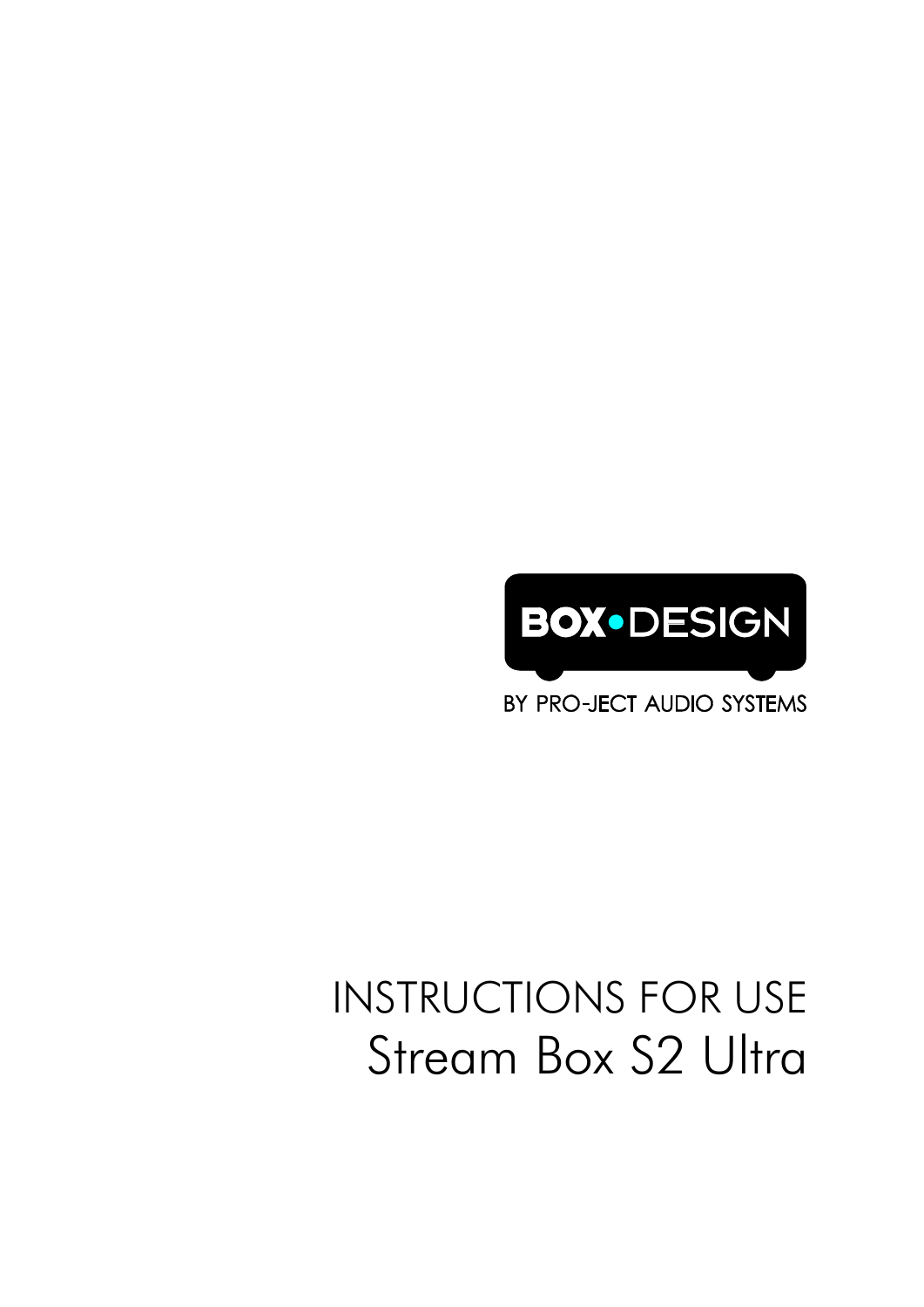BOX•DESIGN

BY PRO-JECT AUDIO SYSTEMS

# INSTRUCTIONS FOR USE
# Stream Box S2 Ultra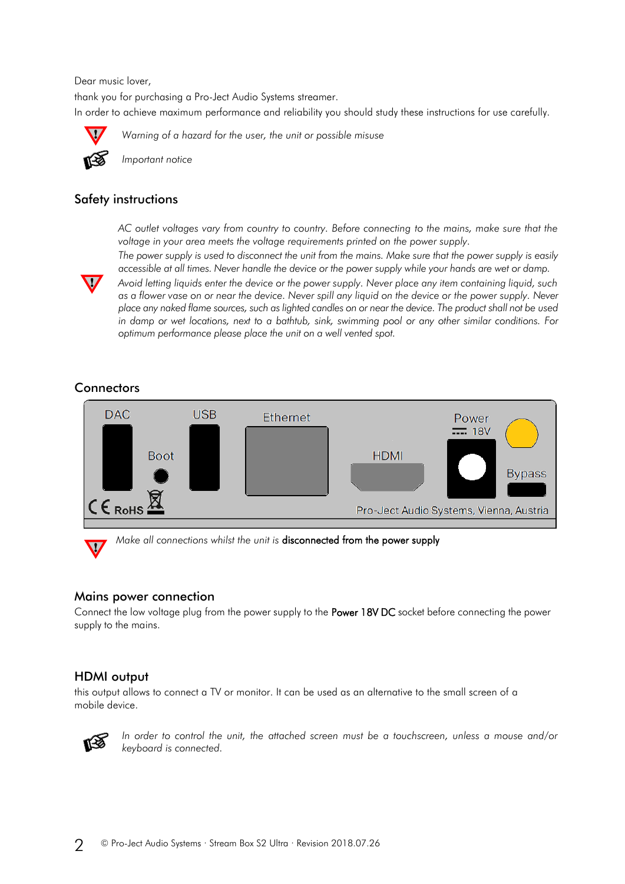Dear music lover,

thank you for purchasing a Pro-Ject Audio Systems streamer.

In order to achieve maximum performance and reliability you should study these instructions for use carefully.

*Warning of a hazard for the user, the unit or possible misuse*

*Important notice*

## Safety instructions

*AC outlet voltages vary from country to country. Before connecting to the mains, make sure that the voltage in your area meets the voltage requirements printed on the power supply.*

*The power supply is used to disconnect the unit from the mains. Make sure that the power supply is easily accessible at all times. Never handle the device or the power supply while your hands are wet or damp.*

*Avoid letting liquids enter the device or the power supply. Never place any item containing liquid, such as a flower vase on or near the device. Never spill any liquid on the device or the power supply. Never place any naked flame sources, such as lighted candles on or near the device. The product shall not be used in damp or wet locations, next to a bathtub, sink, swimming pool or any other similar conditions. For optimum performance please place the unit on a well vented spot.*

## Connectors

DAC · Boot · USB · Ethernet · HDMI · Power 18V · Bypass

CE RoHS · Pro-Ject Audio Systems, Vienna, Austria

*Make all connections whilst the unit is* **disconnected from the power supply**

## Mains power connection

Connect the low voltage plug from the power supply to the **Power 18V DC** socket before connecting the power supply to the mains.

## HDMI output

this output allows to connect a TV or monitor. It can be used as an alternative to the small screen of a mobile device.

*In order to control the unit, the attached screen must be a touchscreen, unless a mouse and/or keyboard is connected.*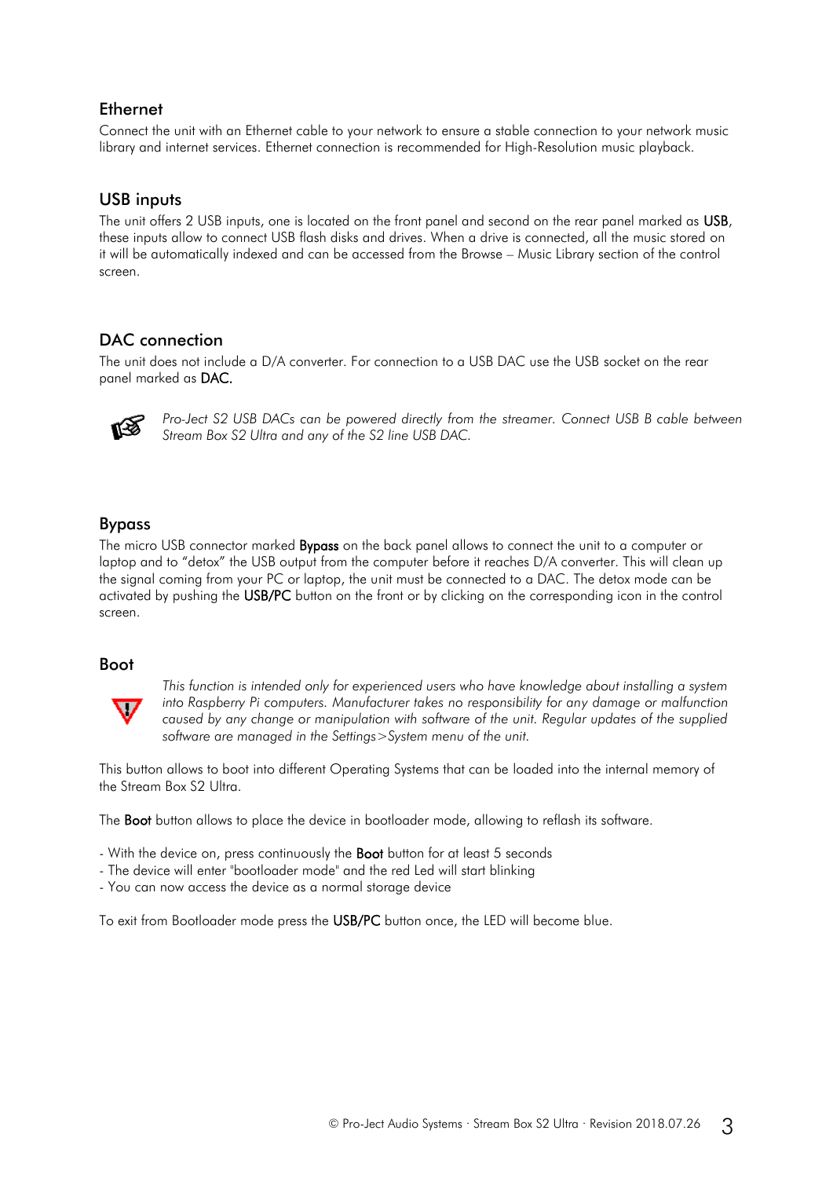## Ethernet

Connect the unit with an Ethernet cable to your network to ensure a stable connection to your network music library and internet services. Ethernet connection is recommended for High-Resolution music playback.

## USB inputs

The unit offers 2 USB inputs, one is located on the front panel and second on the rear panel marked as **USB**, these inputs allow to connect USB flash disks and drives. When a drive is connected, all the music stored on it will be automatically indexed and can be accessed from the Browse – Music Library section of the control screen.

## DAC connection

The unit does not include a D/A converter. For connection to a USB DAC use the USB socket on the rear panel marked as **DAC.**

*Pro-Ject S2 USB DACs can be powered directly from the streamer. Connect USB B cable between Stream Box S2 Ultra and any of the S2 line USB DAC.*

## Bypass

The micro USB connector marked **Bypass** on the back panel allows to connect the unit to a computer or laptop and to "detox" the USB output from the computer before it reaches D/A converter. This will clean up the signal coming from your PC or laptop, the unit must be connected to a DAC. The detox mode can be activated by pushing the **USB/PC** button on the front or by clicking on the corresponding icon in the control screen.

## Boot

*This function is intended only for experienced users who have knowledge about installing a system into Raspberry Pi computers. Manufacturer takes no responsibility for any damage or malfunction caused by any change or manipulation with software of the unit. Regular updates of the supplied software are managed in the Settings>System menu of the unit.*

This button allows to boot into different Operating Systems that can be loaded into the internal memory of the Stream Box S2 Ultra.

The **Boot** button allows to place the device in bootloader mode, allowing to reflash its software.

- With the device on, press continuously the **Boot** button for at least 5 seconds
- The device will enter "bootloader mode" and the red Led will start blinking
- You can now access the device as a normal storage device

To exit from Bootloader mode press the **USB/PC** button once, the LED will become blue.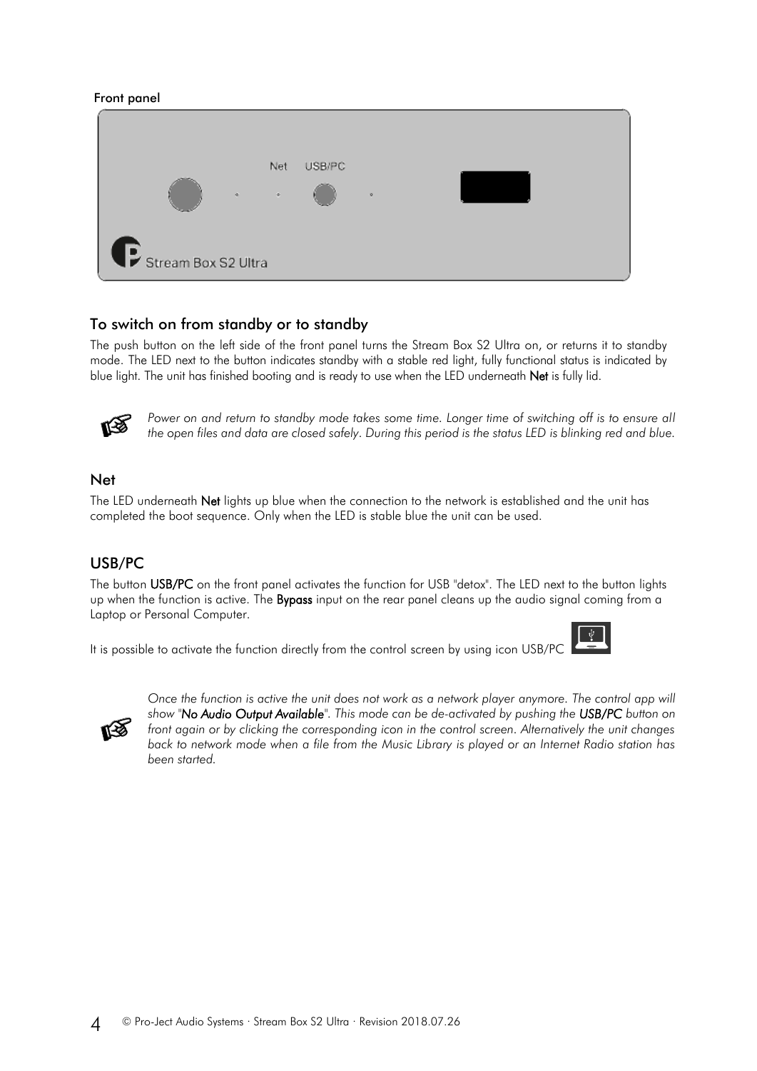Front panel

## To switch on from standby or to standby

The push button on the left side of the front panel turns the Stream Box S2 Ultra on, or returns it to standby mode. The LED next to the button indicates standby with a stable red light, fully functional status is indicated by blue light. The unit has finished booting and is ready to use when the LED underneath **Net** is fully lid.

*Power on and return to standby mode takes some time. Longer time of switching off is to ensure all the open files and data are closed safely. During this period is the status LED is blinking red and blue.*

## Net

The LED underneath **Net** lights up blue when the connection to the network is established and the unit has completed the boot sequence. Only when the LED is stable blue the unit can be used.

## USB/PC

The button **USB/PC** on the front panel activates the function for USB "detox". The LED next to the button lights up when the function is active. The **Bypass** input on the rear panel cleans up the audio signal coming from a Laptop or Personal Computer.

It is possible to activate the function directly from the control screen by using icon USB/PC

*Once the function is active the unit does not work as a network player anymore. The control app will show "**No Audio Output Available**". This mode can be de-activated by pushing the **USB/PC** button on front again or by clicking the corresponding icon in the control screen. Alternatively the unit changes back to network mode when a file from the Music Library is played or an Internet Radio station has been started.*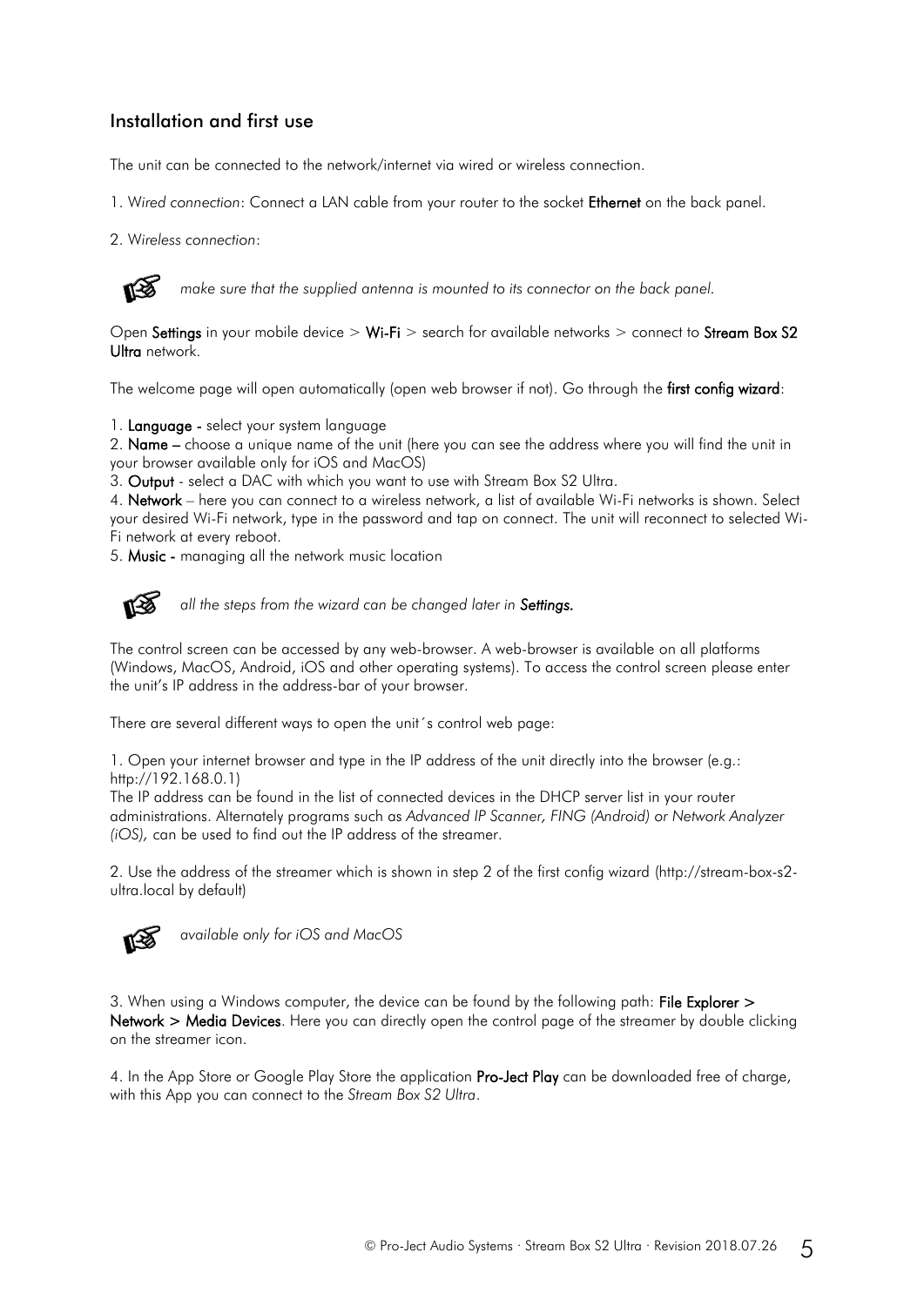## Installation and first use

The unit can be connected to the network/internet via wired or wireless connection.

1. *Wired connection*: Connect a LAN cable from your router to the socket **Ethernet** on the back panel.

2. *Wireless connection*:

☞ *make sure that the supplied antenna is mounted to its connector on the back panel.*

Open **Settings** in your mobile device > **Wi-Fi** > search for available networks > connect to **Stream Box S2 Ultra** network.

The welcome page will open automatically (open web browser if not). Go through the **first config wizard**:

1. **Language -** select your system language
2. **Name –** choose a unique name of the unit (here you can see the address where you will find the unit in your browser available only for iOS and MacOS)
3. **Output** - select a DAC with which you want to use with Stream Box S2 Ultra.
4. **Network** – here you can connect to a wireless network, a list of available Wi-Fi networks is shown. Select your desired Wi-Fi network, type in the password and tap on connect. The unit will reconnect to selected Wi-Fi network at every reboot.
5. **Music -** managing all the network music location

☞ *all the steps from the wizard can be changed later in* ***Settings.***

The control screen can be accessed by any web-browser. A web-browser is available on all platforms (Windows, MacOS, Android, iOS and other operating systems). To access the control screen please enter the unit's IP address in the address-bar of your browser.

There are several different ways to open the unit´s control web page:

1. Open your internet browser and type in the IP address of the unit directly into the browser (e.g.: http://192.168.0.1)
The IP address can be found in the list of connected devices in the DHCP server list in your router administrations. Alternately programs such as *Advanced IP Scanner, FING (Android) or Network Analyzer (iOS)*, can be used to find out the IP address of the streamer.

2. Use the address of the streamer which is shown in step 2 of the first config wizard (http://stream-box-s2-ultra.local by default)

☞ *available only for iOS and MacOS*

3. When using a Windows computer, the device can be found by the following path: **File Explorer > Network > Media Devices**. Here you can directly open the control page of the streamer by double clicking on the streamer icon.

4. In the App Store or Google Play Store the application **Pro-Ject Play** can be downloaded free of charge, with this App you can connect to the *Stream Box S2 Ultra*.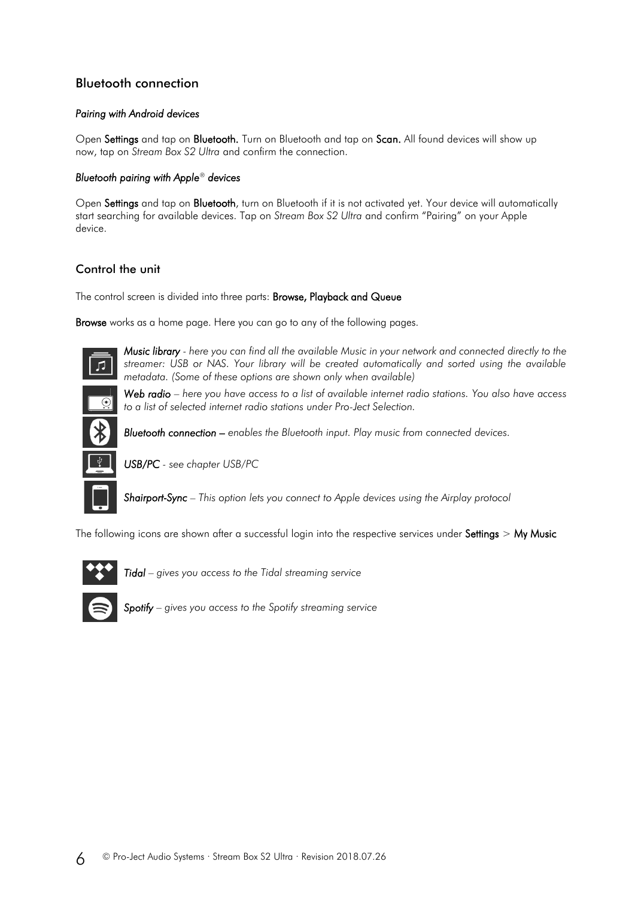## Bluetooth connection

*Pairing with Android devices*

Open **Settings** and tap on **Bluetooth.** Turn on Bluetooth and tap on **Scan.** All found devices will show up now, tap on *Stream Box S2 Ultra* and confirm the connection.

*Bluetooth pairing with Apple® devices*

Open **Settings** and tap on **Bluetooth**, turn on Bluetooth if it is not activated yet. Your device will automatically start searching for available devices. Tap on *Stream Box S2 Ultra* and confirm "Pairing" on your Apple device.

## Control the unit

The control screen is divided into three parts: **Browse, Playback and Queue**

**Browse** works as a home page. Here you can go to any of the following pages.

***Music library*** *- here you can find all the available Music in your network and connected directly to the streamer: USB or NAS. Your library will be created automatically and sorted using the available metadata. (Some of these options are shown only when available)*

***Web radio*** *– here you have access to a list of available internet radio stations. You also have access to a list of selected internet radio stations under Pro-Ject Selection.*

***Bluetooth connection*** *– enables the Bluetooth input. Play music from connected devices.*

***USB/PC*** *- see chapter USB/PC*

***Shairport-Sync*** *– This option lets you connect to Apple devices using the Airplay protocol*

The following icons are shown after a successful login into the respective services under **Settings** > **My Music**

***Tidal*** *– gives you access to the Tidal streaming service*

***Spotify*** *– gives you access to the Spotify streaming service*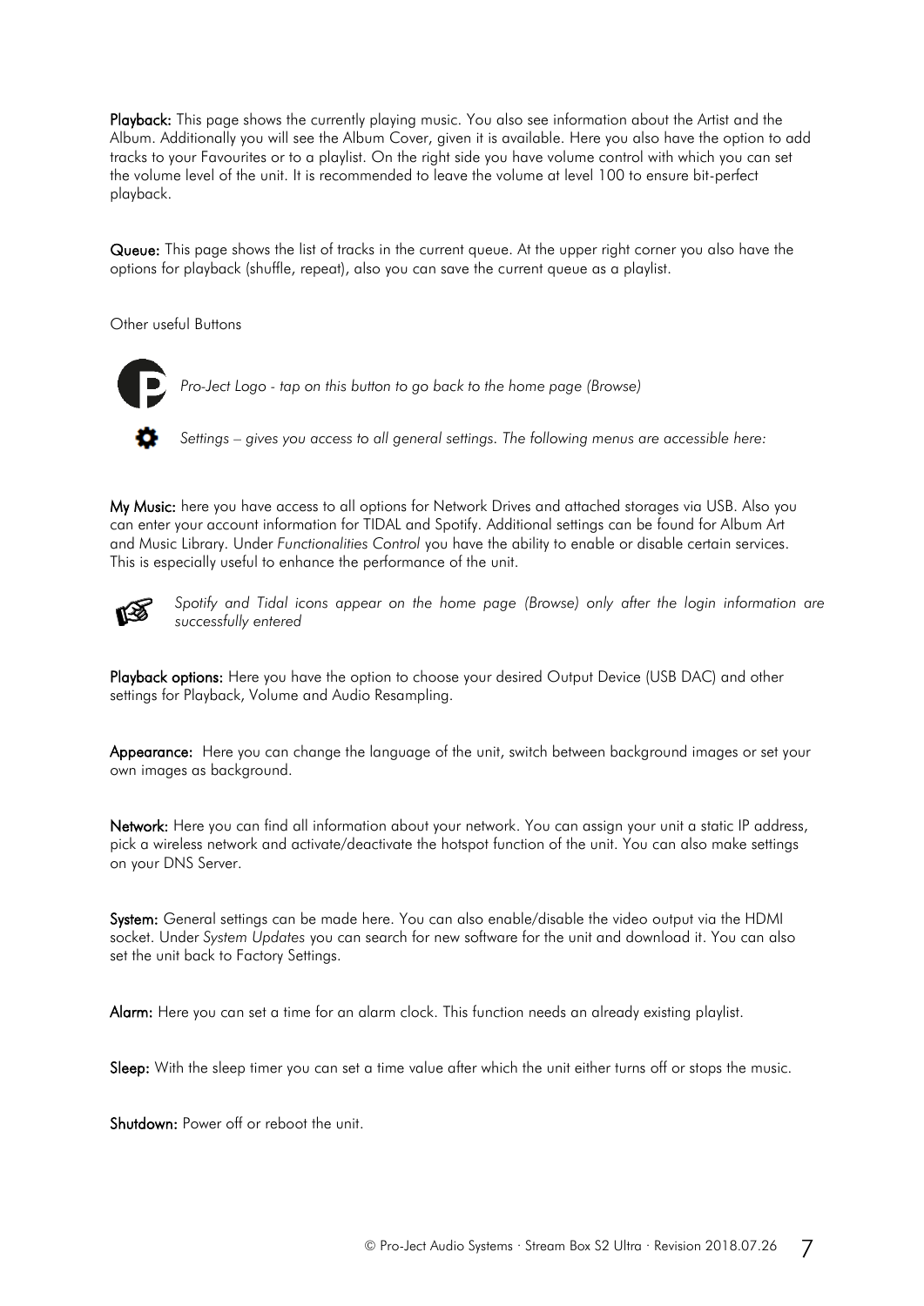**Playback:** This page shows the currently playing music. You also see information about the Artist and the Album. Additionally you will see the Album Cover, given it is available. Here you also have the option to add tracks to your Favourites or to a playlist. On the right side you have volume control with which you can set the volume level of the unit. It is recommended to leave the volume at level 100 to ensure bit-perfect playback.

**Queue:** This page shows the list of tracks in the current queue. At the upper right corner you also have the options for playback (shuffle, repeat), also you can save the current queue as a playlist.

Other useful Buttons

*Pro-Ject Logo - tap on this button to go back to the home page (Browse)*

*Settings – gives you access to all general settings. The following menus are accessible here:*

**My Music:** here you have access to all options for Network Drives and attached storages via USB. Also you can enter your account information for TIDAL and Spotify. Additional settings can be found for Album Art and Music Library. Under *Functionalities Control* you have the ability to enable or disable certain services. This is especially useful to enhance the performance of the unit.

*Spotify and Tidal icons appear on the home page (Browse) only after the login information are successfully entered*

**Playback options:** Here you have the option to choose your desired Output Device (USB DAC) and other settings for Playback, Volume and Audio Resampling.

**Appearance:** Here you can change the language of the unit, switch between background images or set your own images as background.

**Network:** Here you can find all information about your network. You can assign your unit a static IP address, pick a wireless network and activate/deactivate the hotspot function of the unit. You can also make settings on your DNS Server.

**System:** General settings can be made here. You can also enable/disable the video output via the HDMI socket. Under *System Updates* you can search for new software for the unit and download it. You can also set the unit back to Factory Settings.

**Alarm:** Here you can set a time for an alarm clock. This function needs an already existing playlist.

**Sleep:** With the sleep timer you can set a time value after which the unit either turns off or stops the music.

**Shutdown:** Power off or reboot the unit.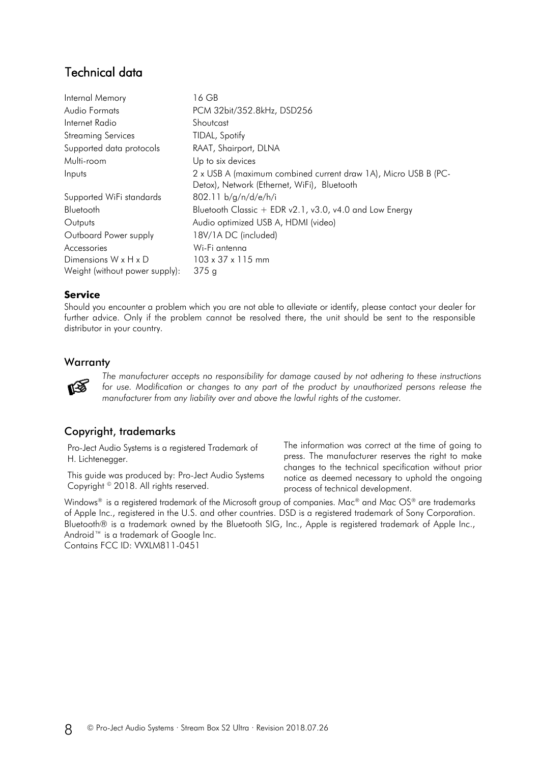## Technical data

| | |
|---|---|
| Internal Memory | 16 GB |
| Audio Formats | PCM 32bit/352.8kHz, DSD256 |
| Internet Radio | Shoutcast |
| Streaming Services | TIDAL, Spotify |
| Supported data protocols | RAAT, Shairport, DLNA |
| Multi-room | Up to six devices |
| Inputs | 2 x USB A (maximum combined current draw 1A), Micro USB B (PC-Detox), Network (Ethernet, WiFi), Bluetooth |
| Supported WiFi standards | 802.11 b/g/n/d/e/h/i |
| Bluetooth | Bluetooth Classic + EDR v2.1, v3.0, v4.0 and Low Energy |
| Outputs | Audio optimized USB A, HDMI (video) |
| Outboard Power supply | 18V/1A DC (included) |
| Accessories | Wi-Fi antenna |
| Dimensions W x H x D | 103 x 37 x 115 mm |
| Weight (without power supply): | 375 g |

**Service**

Should you encounter a problem which you are not able to alleviate or identify, please contact your dealer for further advice. Only if the problem cannot be resolved there, the unit should be sent to the responsible distributor in your country.

### Warranty

*The manufacturer accepts no responsibility for damage caused by not adhering to these instructions for use. Modification or changes to any part of the product by unauthorized persons release the manufacturer from any liability over and above the lawful rights of the customer.*

### Copyright, trademarks

Pro-Ject Audio Systems is a registered Trademark of H. Lichtenegger.

This guide was produced by: Pro-Ject Audio Systems Copyright © 2018. All rights reserved.

The information was correct at the time of going to press. The manufacturer reserves the right to make changes to the technical specification without prior notice as deemed necessary to uphold the ongoing process of technical development.

Windows® is a registered trademark of the Microsoft group of companies. Mac® and Mac OS® are trademarks of Apple Inc., registered in the U.S. and other countries. DSD is a registered trademark of Sony Corporation. Bluetooth® is a trademark owned by the Bluetooth SIG, Inc., Apple is registered trademark of Apple Inc., Android™ is a trademark of Google Inc.
Contains FCC ID: VVXLM811-0451